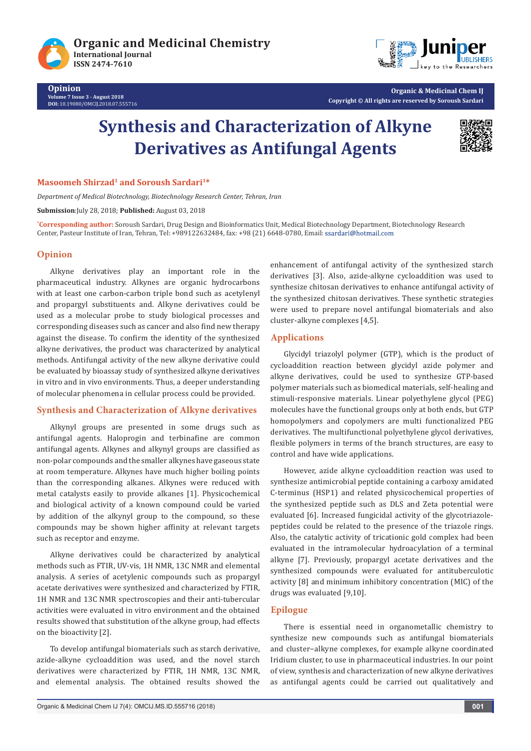# Synthesis and Characterization of Alkyne Derivatives as Antifungal Agents

**Masoomeh Shirzad[1] and Soroush Sardari[1]***

*Department of Medical Biotechnology, Biotechnology Research Center, Tehran, Iran*

**Submission**:July 28, 2018; **Published:** August 03, 2018

*Corresponding author: Soroush Sardari, Drug Design and Bioinformatics Unit, Medical Biotechnology Department, Biotechnology Research Center, Pasteur Institute of Iran, Tehran, Tel: +989122632484, fax: +98 (21) 6648-0780, Email: ssardari@hotmail.com

## Opinion

Alkyne derivatives play an important role in the pharmaceutical industry. Alkynes are organic hydrocarbons with at least one carbon-carbon triple bond such as acetylenyl and propargyl substituents and. Alkyne derivatives could be used as a molecular probe to study biological processes and corresponding diseases such as cancer and also find new therapy against the disease. To confirm the identity of the synthesized alkyne derivatives, the product was characterized by analytical methods. Antifungal activity of the new alkyne derivative could be evaluated by bioassay study of synthesized alkyne derivatives in vitro and in vivo environments. Thus, a deeper understanding of molecular phenomena in cellular process could be provided.

## Synthesis and Characterization of Alkyne derivatives

Alkynyl groups are presented in some drugs such as antifungal agents. Haloprogin and terbinafine are common antifungal agents. Alkynes and alkynyl groups are classified as non-polar compounds and the smaller alkynes have gaseous state at room temperature. Alkynes have much higher boiling points than the corresponding alkanes. Alkynes were reduced with metal catalysts easily to provide alkanes [1]. Physicochemical and biological activity of a known compound could be varied by addition of the alkynyl group to the compound, so these compounds may be shown higher affinity at relevant targets such as receptor and enzyme.

Alkyne derivatives could be characterized by analytical methods such as FTIR, UV-vis, 1H NMR, 13C NMR and elemental analysis. A series of acetylenic compounds such as propargyl acetate derivatives were synthesized and characterized by FTIR, 1H NMR and 13C NMR spectroscopies and their anti-tubercular activities were evaluated in vitro environment and the obtained results showed that substitution of the alkyne group, had effects on the bioactivity [2].

To develop antifungal biomaterials such as starch derivative, azide-alkyne cycloaddition was used, and the novel starch derivatives were characterized by FTIR, 1H NMR, 13C NMR, and elemental analysis. The obtained results showed the enhancement of antifungal activity of the synthesized starch derivatives [3]. Also, azide-alkyne cycloaddition was used to synthesize chitosan derivatives to enhance antifungal activity of the synthesized chitosan derivatives. These synthetic strategies were used to prepare novel antifungal biomaterials and also cluster-alkyne complexes [4,5].

## Applications

Glycidyl triazolyl polymer (GTP), which is the product of cycloaddition reaction between glycidyl azide polymer and alkyne derivatives, could be used to synthesize GTP-based polymer materials such as biomedical materials, self-healing and stimuli-responsive materials. Linear polyethylene glycol (PEG) molecules have the functional groups only at both ends, but GTP homopolymers and copolymers are multi functionalized PEG derivatives. The multifunctional polyethylene glycol derivatives, flexible polymers in terms of the branch structures, are easy to control and have wide applications.

However, azide alkyne cycloaddition reaction was used to synthesize antimicrobial peptide containing a carboxy amidated C-terminus (HSP1) and related physicochemical properties of the synthesized peptide such as DLS and Zeta potential were evaluated [6]. Increased fungicidal activity of the glycotriazole-peptides could be related to the presence of the triazole rings. Also, the catalytic activity of tricationic gold complex had been evaluated in the intramolecular hydroacylation of a terminal alkyne [7]. Previously, propargyl acetate derivatives and the synthesized compounds were evaluated for antituberculotic activity [8] and minimum inhibitory concentration (MIC) of the drugs was evaluated [9,10].

## Epilogue

There is essential need in organometallic chemistry to synthesize new compounds such as antifungal biomaterials and cluster–alkyne complexes, for example alkyne coordinated Iridium cluster, to use in pharmaceutical industries. In our point of view, synthesis and characterization of new alkyne derivatives as antifungal agents could be carried out qualitatively and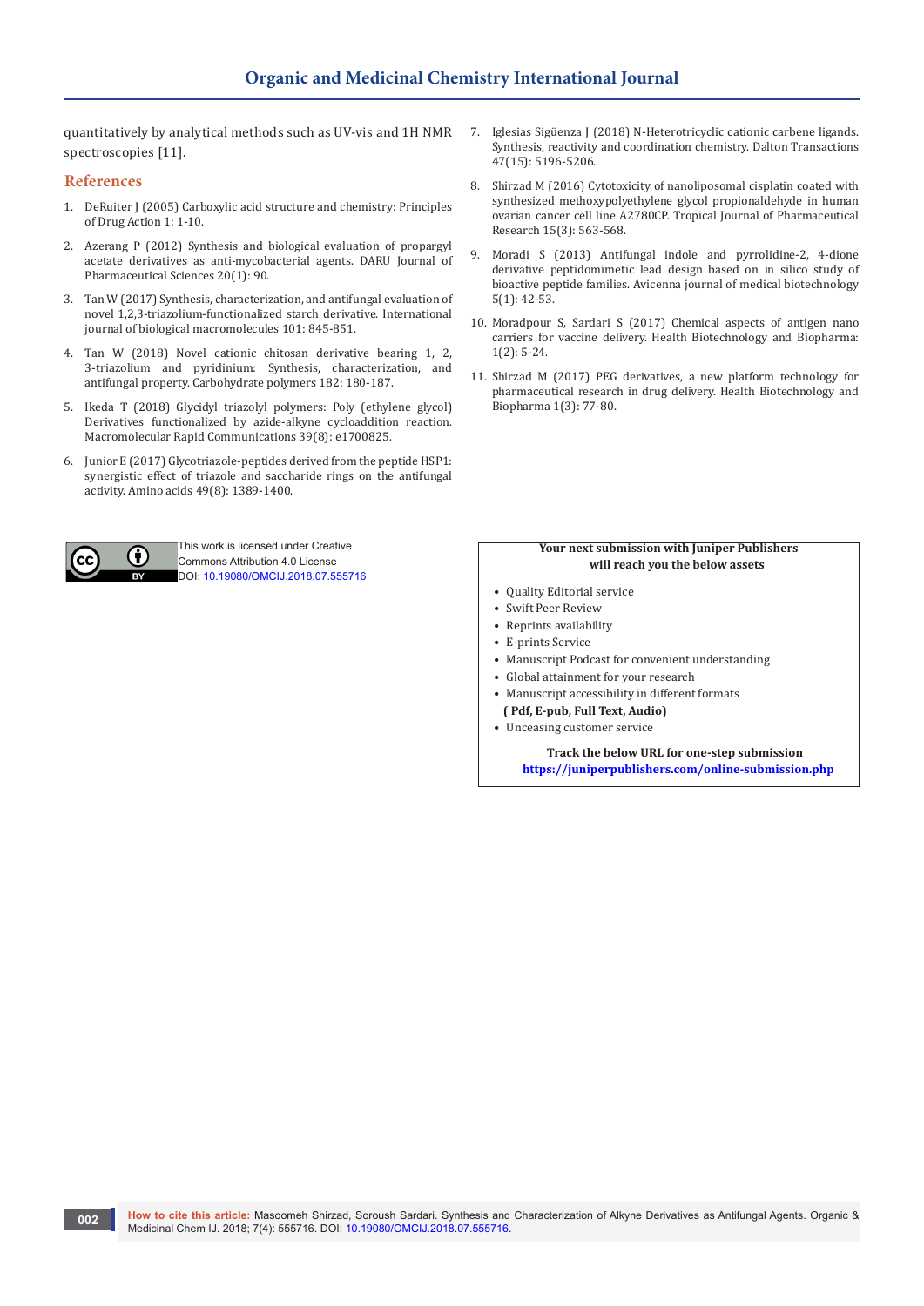quantitatively by analytical methods such as UV-vis and 1H NMR spectroscopies [11].

## References

1. DeRuiter J (2005) Carboxylic acid structure and chemistry: Principles of Drug Action 1: 1-10.
2. Azerang P (2012) Synthesis and biological evaluation of propargyl acetate derivatives as anti-mycobacterial agents. DARU Journal of Pharmaceutical Sciences 20(1): 90.
3. Tan W (2017) Synthesis, characterization, and antifungal evaluation of novel 1,2,3-triazolium-functionalized starch derivative. International journal of biological macromolecules 101: 845-851.
4. Tan W (2018) Novel cationic chitosan derivative bearing 1, 2, 3-triazolium and pyridinium: Synthesis, characterization, and antifungal property. Carbohydrate polymers 182: 180-187.
5. Ikeda T (2018) Glycidyl triazolyl polymers: Poly (ethylene glycol) Derivatives functionalized by azide-alkyne cycloaddition reaction. Macromolecular Rapid Communications 39(8): e1700825.
6. Junior E (2017) Glycotriazole-peptides derived from the peptide HSP1: synergistic effect of triazole and saccharide rings on the antifungal activity. Amino acids 49(8): 1389-1400.
7. Iglesias Sigüenza J (2018) N-Heterotricyclic cationic carbene ligands. Synthesis, reactivity and coordination chemistry. Dalton Transactions 47(15): 5196-5206.
8. Shirzad M (2016) Cytotoxicity of nanoliposomal cisplatin coated with synthesized methoxypolyethylene glycol propionaldehyde in human ovarian cancer cell line A2780CP. Tropical Journal of Pharmaceutical Research 15(3): 563-568.
9. Moradi S (2013) Antifungal indole and pyrrolidine-2, 4-dione derivative peptidomimetic lead design based on in silico study of bioactive peptide families. Avicenna journal of medical biotechnology 5(1): 42-53.
10. Moradpour S, Sardari S (2017) Chemical aspects of antigen nano carriers for vaccine delivery. Health Biotechnology and Biopharma: 1(2): 5-24.
11. Shirzad M (2017) PEG derivatives, a new platform technology for pharmaceutical research in drug delivery. Health Biotechnology and Biopharma 1(3): 77-80.

This work is licensed under Creative Commons Attribution 4.0 License
DOI: 10.19080/OMCIJ.2018.07.555716

**Your next submission with Juniper Publishers will reach you the below assets**

- Quality Editorial service
- Swift Peer Review
- Reprints availability
- E-prints Service
- Manuscript Podcast for convenient understanding
- Global attainment for your research
- Manuscript accessibility in different formats
  **( Pdf, E-pub, Full Text, Audio)**
- Unceasing customer service

**Track the below URL for one-step submission**
**https://juniperpublishers.com/online-submission.php**

**How to cite this article:** Masoomeh Shirzad, Soroush Sardari. Synthesis and Characterization of Alkyne Derivatives as Antifungal Agents. Organic & Medicinal Chem IJ. 2018; 7(4): 555716. DOI: 10.19080/OMCIJ.2018.07.555716.